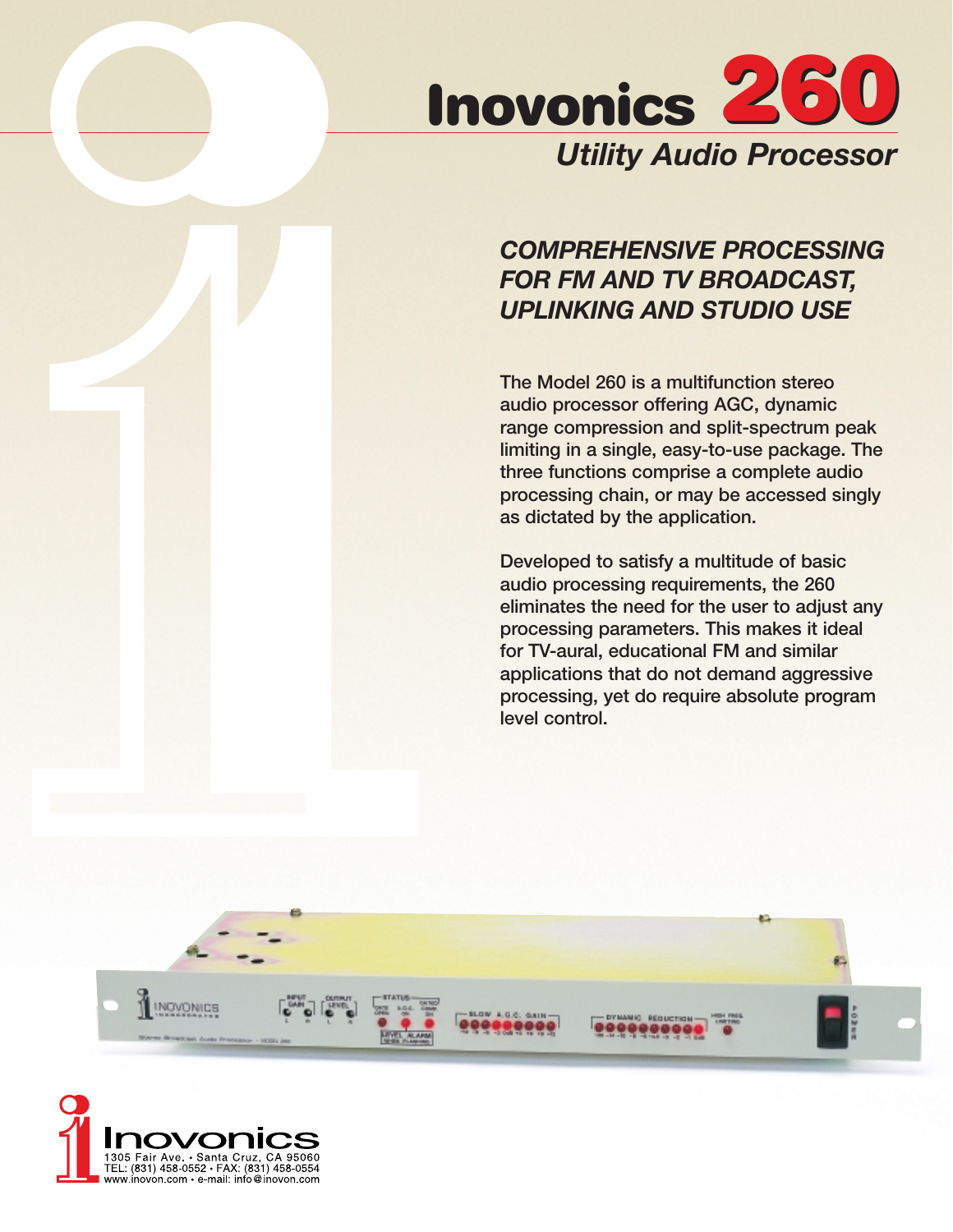# Inovonics 260

## *Utility Audio Processor*

### *COMPREHENSIVE PROCESSING FOR FM AND TV BROADCAST, UPLINKING AND STUDIO USE*

The Model 260 is a multifunction stereo audio processor offering AGC, dynamic range compression and split-spectrum peak limiting in a single, easy-to-use package. The three functions comprise a complete audio processing chain, or may be accessed singly as dictated by the application.

Developed to satisfy a multitude of basic audio processing requirements, the 260 eliminates the need for the user to adjust any processing parameters. This makes it ideal for TV-aural, educational FM and similar applications that do not demand aggressive processing, yet do require absolute program level control.

Inovonics
1305 Fair Ave. • Santa Cruz, CA 95060
TEL: (831) 458-0552 • FAX: (831) 458-0554
www.inovon.com • e-mail: info@inovon.com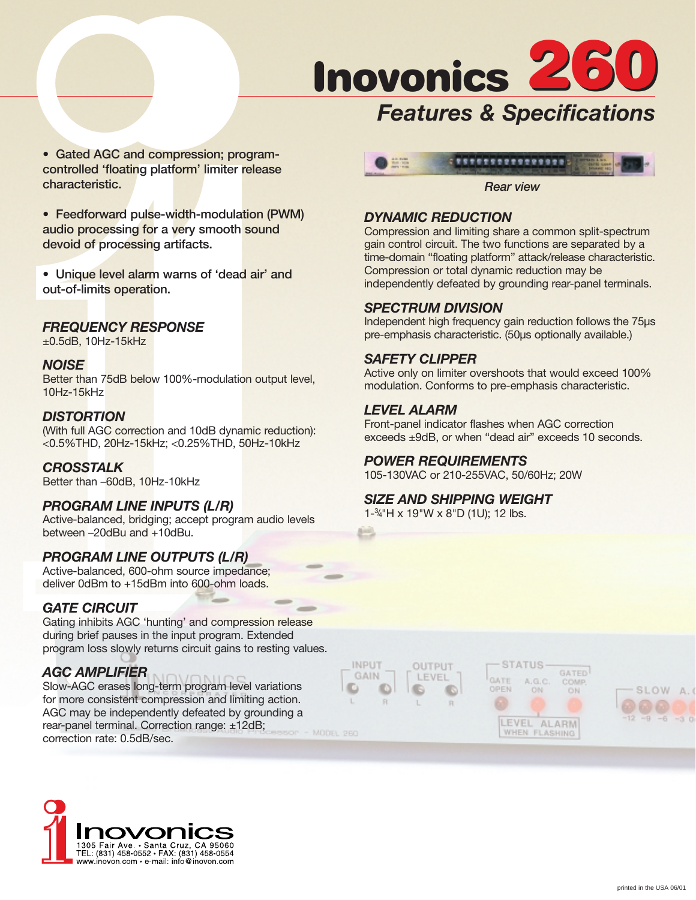# Inovonics 260

## Features & Specifications

- Gated AGC and compression; program-controlled 'floating platform' limiter release characteristic.

- Feedforward pulse-width-modulation (PWM) audio processing for a very smooth sound devoid of processing artifacts.

- Unique level alarm warns of 'dead air' and out-of-limits operation.

### *FREQUENCY RESPONSE*

±0.5dB, 10Hz-15kHz

### *NOISE*

Better than 75dB below 100%-modulation output level, 10Hz-15kHz

### *DISTORTION*

(With full AGC correction and 10dB dynamic reduction): <0.5%THD, 20Hz-15kHz; <0.25%THD, 50Hz-10kHz

### *CROSSTALK*

Better than –60dB, 10Hz-10kHz

### *PROGRAM LINE INPUTS (L/R)*

Active-balanced, bridging; accept program audio levels between –20dBu and +10dBu.

### *PROGRAM LINE OUTPUTS (L/R)*

Active-balanced, 600-ohm source impedance; deliver 0dBm to +15dBm into 600-ohm loads.

### *GATE CIRCUIT*

Gating inhibits AGC 'hunting' and compression release during brief pauses in the input program. Extended program loss slowly returns circuit gains to resting values.

### *AGC AMPLIFIER*

Slow-AGC erases long-term program level variations for more consistent compression and limiting action. AGC may be independently defeated by grounding a rear-panel terminal. Correction range: ±12dB; correction rate: 0.5dB/sec.

*Rear view*

### *DYNAMIC REDUCTION*

Compression and limiting share a common split-spectrum gain control circuit. The two functions are separated by a time-domain "floating platform" attack/release characteristic. Compression or total dynamic reduction may be independently defeated by grounding rear-panel terminals.

### *SPECTRUM DIVISION*

Independent high frequency gain reduction follows the 75µs pre-emphasis characteristic. (50µs optionally available.)

### *SAFETY CLIPPER*

Active only on limiter overshoots that would exceed 100% modulation. Conforms to pre-emphasis characteristic.

### *LEVEL ALARM*

Front-panel indicator flashes when AGC correction exceeds ±9dB, or when "dead air" exceeds 10 seconds.

### *POWER REQUIREMENTS*

105-130VAC or 210-255VAC, 50/60Hz; 20W

### *SIZE AND SHIPPING WEIGHT*

1-¾"H x 19"W x 8"D (1U); 12 lbs.

Inovonics
1305 Fair Ave. • Santa Cruz, CA 95060
TEL: (831) 458-0552 • FAX: (831) 458-0554
www.inovon.com • e-mail: info@inovon.com

printed in the USA 06/01